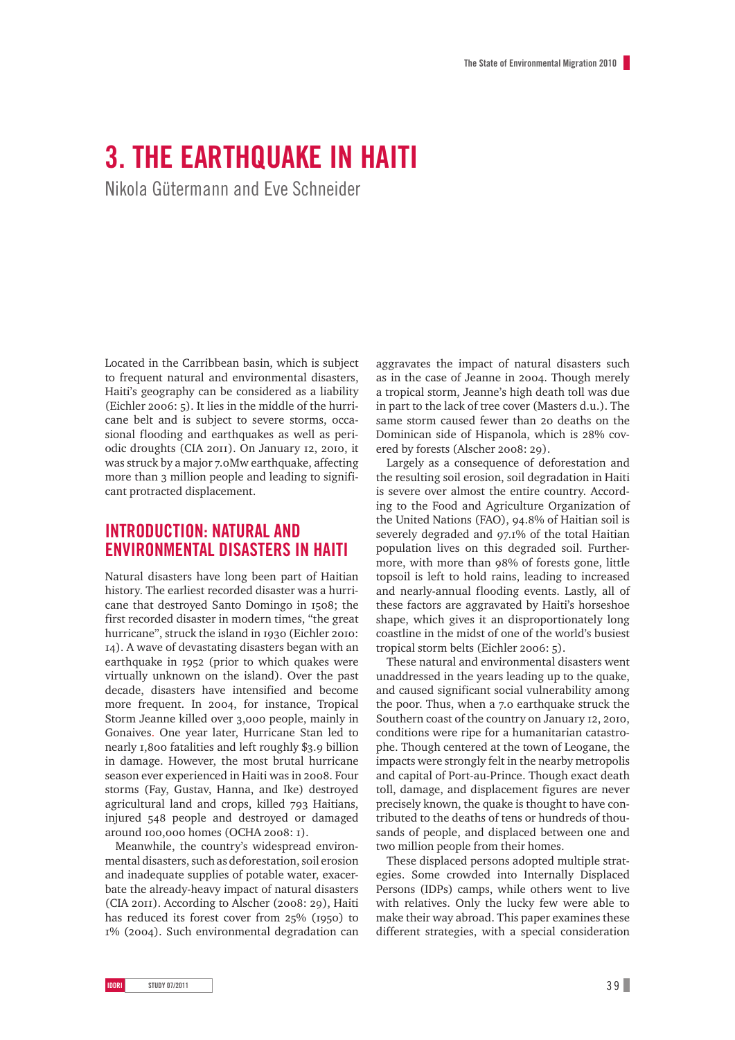# 3. THE EARTHQUAKE IN HAITI

Nikola Gütermann and Eve Schneider

Located in the Carribbean basin, which is subject to frequent natural and environmental disasters, Haiti's geography can be considered as a liability (Eichler 2006: 5). It lies in the middle of the hurricane belt and is subject to severe storms, occasional flooding and earthquakes as well as periodic droughts (CIA 2011). On January 12, 2010, it was struck by a major 7.0Mw earthquake, affecting more than 3 million people and leading to significant protracted displacement.

## INTRODUCTION: NATURAL AND ENVIRONMENTAL DISASTERS IN HAITI

Natural disasters have long been part of Haitian history. The earliest recorded disaster was a hurricane that destroyed Santo Domingo in 1508; the first recorded disaster in modern times, "the great hurricane", struck the island in 1930 (Eichler 2010: 14). A wave of devastating disasters began with an earthquake in 1952 (prior to which quakes were virtually unknown on the island). Over the past decade, disasters have intensified and become more frequent. In 2004, for instance, Tropical Storm Jeanne killed over 3,000 people, mainly in Gonaives. One year later, Hurricane Stan led to nearly 1,800 fatalities and left roughly $3.9 billion in damage. However, the most brutal hurricane season ever experienced in Haiti was in 2008. Four storms (Fay, Gustav, Hanna, and Ike) destroyed agricultural land and crops, killed 793 Haitians, injured 548 people and destroyed or damaged around 100,000 homes (OCHA 2008: 1).

Meanwhile, the country's widespread environmental disasters, such as deforestation, soil erosion and inadequate supplies of potable water, exacerbate the already-heavy impact of natural disasters (CIA 2011). According to Alscher (2008: 29), Haiti has reduced its forest cover from 25% (1950) to 1% (2004). Such environmental degradation can aggravates the impact of natural disasters such as in the case of Jeanne in 2004. Though merely a tropical storm, Jeanne's high death toll was due in part to the lack of tree cover (Masters d.u.). The same storm caused fewer than 20 deaths on the Dominican side of Hispanola, which is 28% covered by forests (Alscher 2008: 29).

Largely as a consequence of deforestation and the resulting soil erosion, soil degradation in Haiti is severe over almost the entire country. According to the Food and Agriculture Organization of the United Nations (FAO), 94.8% of Haitian soil is severely degraded and 97.1% of the total Haitian population lives on this degraded soil. Furthermore, with more than 98% of forests gone, little topsoil is left to hold rains, leading to increased and nearly-annual flooding events. Lastly, all of these factors are aggravated by Haiti's horseshoe shape, which gives it an disproportionately long coastline in the midst of one of the world's busiest tropical storm belts (Eichler 2006: 5).

These natural and environmental disasters went unaddressed in the years leading up to the quake, and caused significant social vulnerability among the poor. Thus, when a 7.0 earthquake struck the Southern coast of the country on January 12, 2010, conditions were ripe for a humanitarian catastrophe. Though centered at the town of Leogane, the impacts were strongly felt in the nearby metropolis and capital of Port-au-Prince. Though exact death toll, damage, and displacement figures are never precisely known, the quake is thought to have contributed to the deaths of tens or hundreds of thousands of people, and displaced between one and two million people from their homes.

These displaced persons adopted multiple strategies. Some crowded into Internally Displaced Persons (IDPs) camps, while others went to live with relatives. Only the lucky few were able to make their way abroad. This paper examines these different strategies, with a special consideration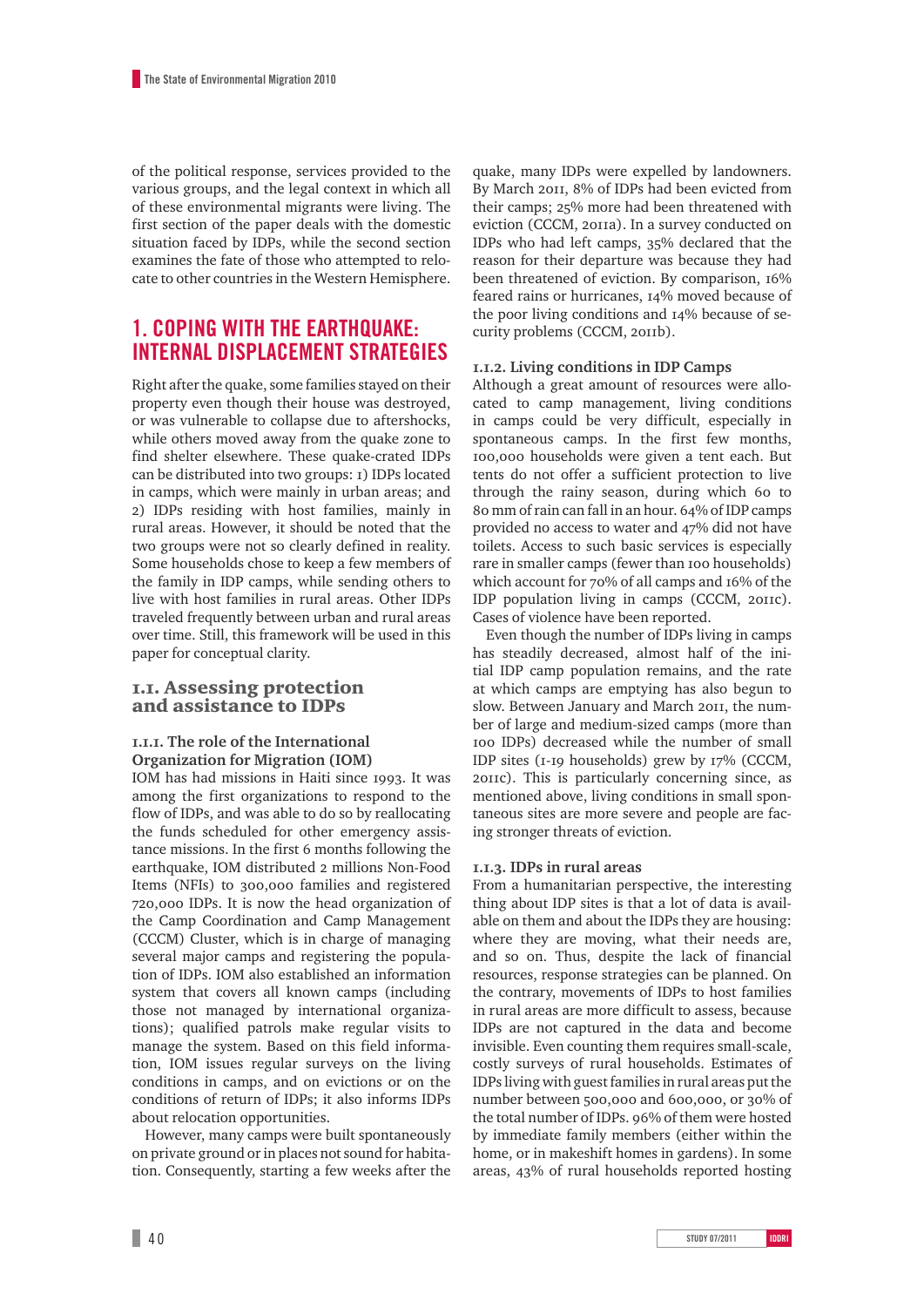of the political response, services provided to the various groups, and the legal context in which all of these environmental migrants were living. The first section of the paper deals with the domestic situation faced by IDPs, while the second section examines the fate of those who attempted to relocate to other countries in the Western Hemisphere.

## 1. COPING WITH THE EARTHQUAKE: INTERNAL DISPLACEMENT STRATEGIES

Right after the quake, some families stayed on their property even though their house was destroyed, or was vulnerable to collapse due to aftershocks, while others moved away from the quake zone to find shelter elsewhere. These quake-crated IDPs can be distributed into two groups: 1) IDPs located in camps, which were mainly in urban areas; and 2) IDPs residing with host families, mainly in rural areas. However, it should be noted that the two groups were not so clearly defined in reality. Some households chose to keep a few members of the family in IDP camps, while sending others to live with host families in rural areas. Other IDPs traveled frequently between urban and rural areas over time. Still, this framework will be used in this paper for conceptual clarity.

### 1.1. Assessing protection and assistance to IDPs

#### 1.1.1. The role of the International Organization for Migration (IOM)

IOM has had missions in Haiti since 1993. It was among the first organizations to respond to the flow of IDPs, and was able to do so by reallocating the funds scheduled for other emergency assistance missions. In the first 6 months following the earthquake, IOM distributed 2 millions Non-Food Items (NFIs) to 300,000 families and registered 720,000 IDPs. It is now the head organization of the Camp Coordination and Camp Management (CCCM) Cluster, which is in charge of managing several major camps and registering the population of IDPs. IOM also established an information system that covers all known camps (including those not managed by international organizations); qualified patrols make regular visits to manage the system. Based on this field information, IOM issues regular surveys on the living conditions in camps, and on evictions or on the conditions of return of IDPs; it also informs IDPs about relocation opportunities.

However, many camps were built spontaneously on private ground or in places not sound for habitation. Consequently, starting a few weeks after the quake, many IDPs were expelled by landowners. By March 2011, 8% of IDPs had been evicted from their camps; 25% more had been threatened with eviction (CCCM, 2011a). In a survey conducted on IDPs who had left camps, 35% declared that the reason for their departure was because they had been threatened of eviction. By comparison, 16% feared rains or hurricanes, 14% moved because of the poor living conditions and 14% because of security problems (CCCM, 2011b).

#### 1.1.2. Living conditions in IDP Camps

Although a great amount of resources were allocated to camp management, living conditions in camps could be very difficult, especially in spontaneous camps. In the first few months, 100,000 households were given a tent each. But tents do not offer a sufficient protection to live through the rainy season, during which 60 to 80 mm of rain can fall in an hour. 64% of IDP camps provided no access to water and 47% did not have toilets. Access to such basic services is especially rare in smaller camps (fewer than 100 households) which account for 70% of all camps and 16% of the IDP population living in camps (CCCM, 2011c). Cases of violence have been reported.

Even though the number of IDPs living in camps has steadily decreased, almost half of the initial IDP camp population remains, and the rate at which camps are emptying has also begun to slow. Between January and March 2011, the number of large and medium-sized camps (more than 100 IDPs) decreased while the number of small IDP sites (1-19 households) grew by 17% (CCCM, 2011c). This is particularly concerning since, as mentioned above, living conditions in small spontaneous sites are more severe and people are facing stronger threats of eviction.

#### 1.1.3. IDPs in rural areas

From a humanitarian perspective, the interesting thing about IDP sites is that a lot of data is available on them and about the IDPs they are housing: where they are moving, what their needs are, and so on. Thus, despite the lack of financial resources, response strategies can be planned. On the contrary, movements of IDPs to host families in rural areas are more difficult to assess, because IDPs are not captured in the data and become invisible. Even counting them requires small-scale, costly surveys of rural households. Estimates of IDPs living with guest families in rural areas put the number between 500,000 and 600,000, or 30% of the total number of IDPs. 96% of them were hosted by immediate family members (either within the home, or in makeshift homes in gardens). In some areas, 43% of rural households reported hosting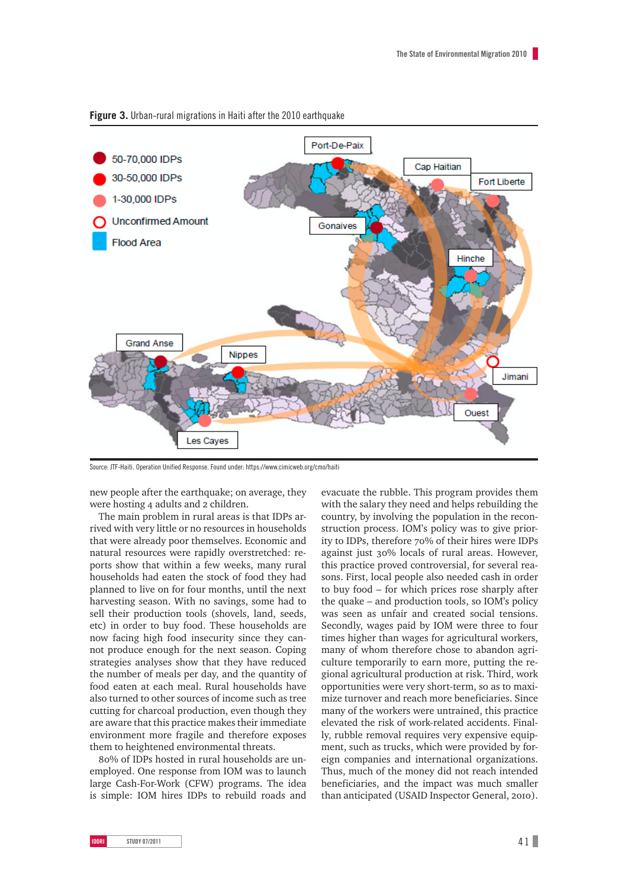**Figure 3.** Urban-rural migrations in Haiti after the 2010 earthquake

Source: JTF-Haiti. Operation Unified Response. Found under: https://www.cimicweb.org/cmo/haiti

new people after the earthquake; on average, they were hosting 4 adults and 2 children.

The main problem in rural areas is that IDPs arrived with very little or no resources in households that were already poor themselves. Economic and natural resources were rapidly overstretched: reports show that within a few weeks, many rural households had eaten the stock of food they had planned to live on for four months, until the next harvesting season. With no savings, some had to sell their production tools (shovels, land, seeds, etc) in order to buy food. These households are now facing high food insecurity since they cannot produce enough for the next season. Coping strategies analyses show that they have reduced the number of meals per day, and the quantity of food eaten at each meal. Rural households have also turned to other sources of income such as tree cutting for charcoal production, even though they are aware that this practice makes their immediate environment more fragile and therefore exposes them to heightened environmental threats.

80% of IDPs hosted in rural households are unemployed. One response from IOM was to launch large Cash-For-Work (CFW) programs. The idea is simple: IOM hires IDPs to rebuild roads and evacuate the rubble. This program provides them with the salary they need and helps rebuilding the country, by involving the population in the reconstruction process. IOM's policy was to give priority to IDPs, therefore 70% of their hires were IDPs against just 30% locals of rural areas. However, this practice proved controversial, for several reasons. First, local people also needed cash in order to buy food – for which prices rose sharply after the quake – and production tools, so IOM's policy was seen as unfair and created social tensions. Secondly, wages paid by IOM were three to four times higher than wages for agricultural workers, many of whom therefore chose to abandon agriculture temporarily to earn more, putting the regional agricultural production at risk. Third, work opportunities were very short-term, so as to maximize turnover and reach more beneficiaries. Since many of the workers were untrained, this practice elevated the risk of work-related accidents. Finally, rubble removal requires very expensive equipment, such as trucks, which were provided by foreign companies and international organizations. Thus, much of the money did not reach intended beneficiaries, and the impact was much smaller than anticipated (USAID Inspector General, 2010).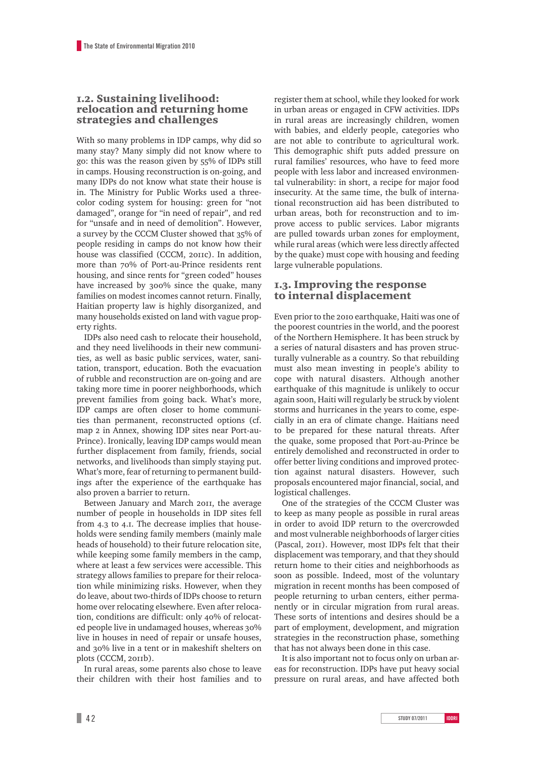## 1.2. Sustaining livelihood: relocation and returning home strategies and challenges

With so many problems in IDP camps, why did so many stay? Many simply did not know where to go: this was the reason given by 55% of IDPs still in camps. Housing reconstruction is on-going, and many IDPs do not know what state their house is in. The Ministry for Public Works used a three-color coding system for housing: green for "not damaged", orange for "in need of repair", and red for "unsafe and in need of demolition". However, a survey by the CCCM Cluster showed that 35% of people residing in camps do not know how their house was classified (CCCM, 2011c). In addition, more than 70% of Port-au-Prince residents rent housing, and since rents for "green coded" houses have increased by 300% since the quake, many families on modest incomes cannot return. Finally, Haitian property law is highly disorganized, and many households existed on land with vague property rights.

IDPs also need cash to relocate their household, and they need livelihoods in their new communities, as well as basic public services, water, sanitation, transport, education. Both the evacuation of rubble and reconstruction are on-going and are taking more time in poorer neighborhoods, which prevent families from going back. What's more, IDP camps are often closer to home communities than permanent, reconstructed options (cf. map 2 in Annex, showing IDP sites near Port-au-Prince). Ironically, leaving IDP camps would mean further displacement from family, friends, social networks, and livelihoods than simply staying put. What's more, fear of returning to permanent buildings after the experience of the earthquake has also proven a barrier to return.

Between January and March 2011, the average number of people in households in IDP sites fell from 4.3 to 4.1. The decrease implies that households were sending family members (mainly male heads of household) to their future relocation site, while keeping some family members in the camp, where at least a few services were accessible. This strategy allows families to prepare for their relocation while minimizing risks. However, when they do leave, about two-thirds of IDPs choose to return home over relocating elsewhere. Even after relocation, conditions are difficult: only 40% of relocated people live in undamaged houses, whereas 30% live in houses in need of repair or unsafe houses, and 30% live in a tent or in makeshift shelters on plots (CCCM, 2011b).

In rural areas, some parents also chose to leave their children with their host families and to register them at school, while they looked for work in urban areas or engaged in CFW activities. IDPs in rural areas are increasingly children, women with babies, and elderly people, categories who are not able to contribute to agricultural work. This demographic shift puts added pressure on rural families' resources, who have to feed more people with less labor and increased environmental vulnerability: in short, a recipe for major food insecurity. At the same time, the bulk of international reconstruction aid has been distributed to urban areas, both for reconstruction and to improve access to public services. Labor migrants are pulled towards urban zones for employment, while rural areas (which were less directly affected by the quake) must cope with housing and feeding large vulnerable populations.

## 1.3. Improving the response to internal displacement

Even prior to the 2010 earthquake, Haiti was one of the poorest countries in the world, and the poorest of the Northern Hemisphere. It has been struck by a series of natural disasters and has proven structurally vulnerable as a country. So that rebuilding must also mean investing in people's ability to cope with natural disasters. Although another earthquake of this magnitude is unlikely to occur again soon, Haiti will regularly be struck by violent storms and hurricanes in the years to come, especially in an era of climate change. Haitians need to be prepared for these natural threats. After the quake, some proposed that Port-au-Prince be entirely demolished and reconstructed in order to offer better living conditions and improved protection against natural disasters. However, such proposals encountered major financial, social, and logistical challenges.

One of the strategies of the CCCM Cluster was to keep as many people as possible in rural areas in order to avoid IDP return to the overcrowded and most vulnerable neighborhoods of larger cities (Pascal, 2011). However, most IDPs felt that their displacement was temporary, and that they should return home to their cities and neighborhoods as soon as possible. Indeed, most of the voluntary migration in recent months has been composed of people returning to urban centers, either permanently or in circular migration from rural areas. These sorts of intentions and desires should be a part of employment, development, and migration strategies in the reconstruction phase, something that has not always been done in this case.

It is also important not to focus only on urban areas for reconstruction. IDPs have put heavy social pressure on rural areas, and have affected both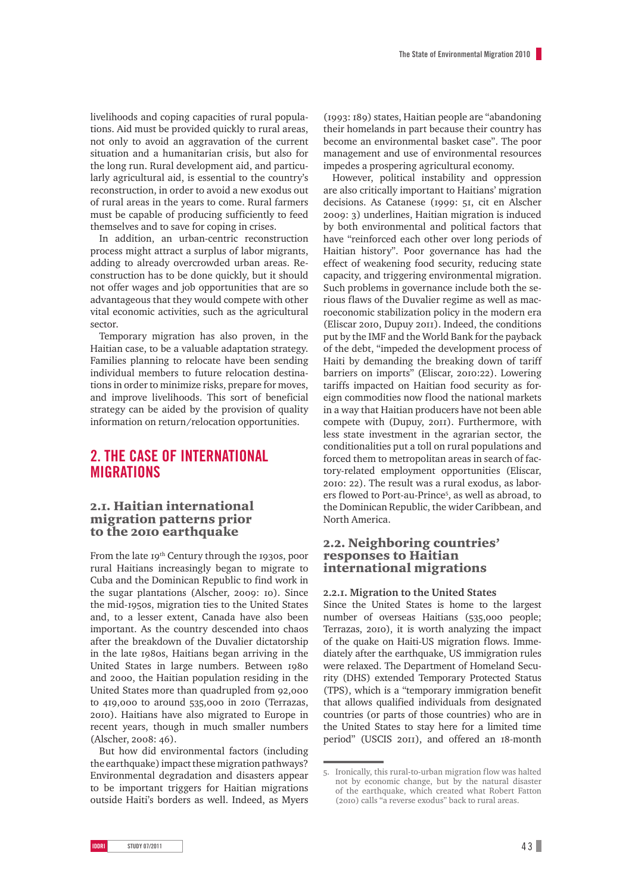livelihoods and coping capacities of rural populations. Aid must be provided quickly to rural areas, not only to avoid an aggravation of the current situation and a humanitarian crisis, but also for the long run. Rural development aid, and particularly agricultural aid, is essential to the country's reconstruction, in order to avoid a new exodus out of rural areas in the years to come. Rural farmers must be capable of producing sufficiently to feed themselves and to save for coping in crises.

In addition, an urban-centric reconstruction process might attract a surplus of labor migrants, adding to already overcrowded urban areas. Reconstruction has to be done quickly, but it should not offer wages and job opportunities that are so advantageous that they would compete with other vital economic activities, such as the agricultural sector.

Temporary migration has also proven, in the Haitian case, to be a valuable adaptation strategy. Families planning to relocate have been sending individual members to future relocation destinations in order to minimize risks, prepare for moves, and improve livelihoods. This sort of beneficial strategy can be aided by the provision of quality information on return/relocation opportunities.

## 2. THE CASE OF INTERNATIONAL MIGRATIONS

### 2.1. Haitian international migration patterns prior to the 2010 earthquake

From the late 19th Century through the 1930s, poor rural Haitians increasingly began to migrate to Cuba and the Dominican Republic to find work in the sugar plantations (Alscher, 2009: 10). Since the mid-1950s, migration ties to the United States and, to a lesser extent, Canada have also been important. As the country descended into chaos after the breakdown of the Duvalier dictatorship in the late 1980s, Haitians began arriving in the United States in large numbers. Between 1980 and 2000, the Haitian population residing in the United States more than quadrupled from 92,000 to 419,000 to around 535,000 in 2010 (Terrazas, 2010). Haitians have also migrated to Europe in recent years, though in much smaller numbers (Alscher, 2008: 46).

But how did environmental factors (including the earthquake) impact these migration pathways? Environmental degradation and disasters appear to be important triggers for Haitian migrations outside Haiti's borders as well. Indeed, as Myers (1993: 189) states, Haitian people are "abandoning their homelands in part because their country has become an environmental basket case". The poor management and use of environmental resources impedes a prospering agricultural economy.

However, political instability and oppression are also critically important to Haitians' migration decisions. As Catanese (1999: 51, cit en Alscher 2009: 3) underlines, Haitian migration is induced by both environmental and political factors that have "reinforced each other over long periods of Haitian history". Poor governance has had the effect of weakening food security, reducing state capacity, and triggering environmental migration. Such problems in governance include both the serious flaws of the Duvalier regime as well as macroeconomic stabilization policy in the modern era (Eliscar 2010, Dupuy 2011). Indeed, the conditions put by the IMF and the World Bank for the payback of the debt, "impeded the development process of Haiti by demanding the breaking down of tariff barriers on imports" (Eliscar, 2010:22). Lowering tariffs impacted on Haitian food security as foreign commodities now flood the national markets in a way that Haitian producers have not been able compete with (Dupuy, 2011). Furthermore, with less state investment in the agrarian sector, the conditionalities put a toll on rural populations and forced them to metropolitan areas in search of factory-related employment opportunities (Eliscar, 2010: 22). The result was a rural exodus, as laborers flowed to Port-au-Prince[5], as well as abroad, to the Dominican Republic, the wider Caribbean, and North America.

### 2.2. Neighboring countries' responses to Haitian international migrations

#### 2.2.1. Migration to the United States

Since the United States is home to the largest number of overseas Haitians (535,000 people; Terrazas, 2010), it is worth analyzing the impact of the quake on Haiti-US migration flows. Immediately after the earthquake, US immigration rules were relaxed. The Department of Homeland Security (DHS) extended Temporary Protected Status (TPS), which is a "temporary immigration benefit that allows qualified individuals from designated countries (or parts of those countries) who are in the United States to stay here for a limited time period" (USCIS 2011), and offered an 18-month

5. Ironically, this rural-to-urban migration flow was halted not by economic change, but by the natural disaster of the earthquake, which created what Robert Fatton (2010) calls "a reverse exodus" back to rural areas.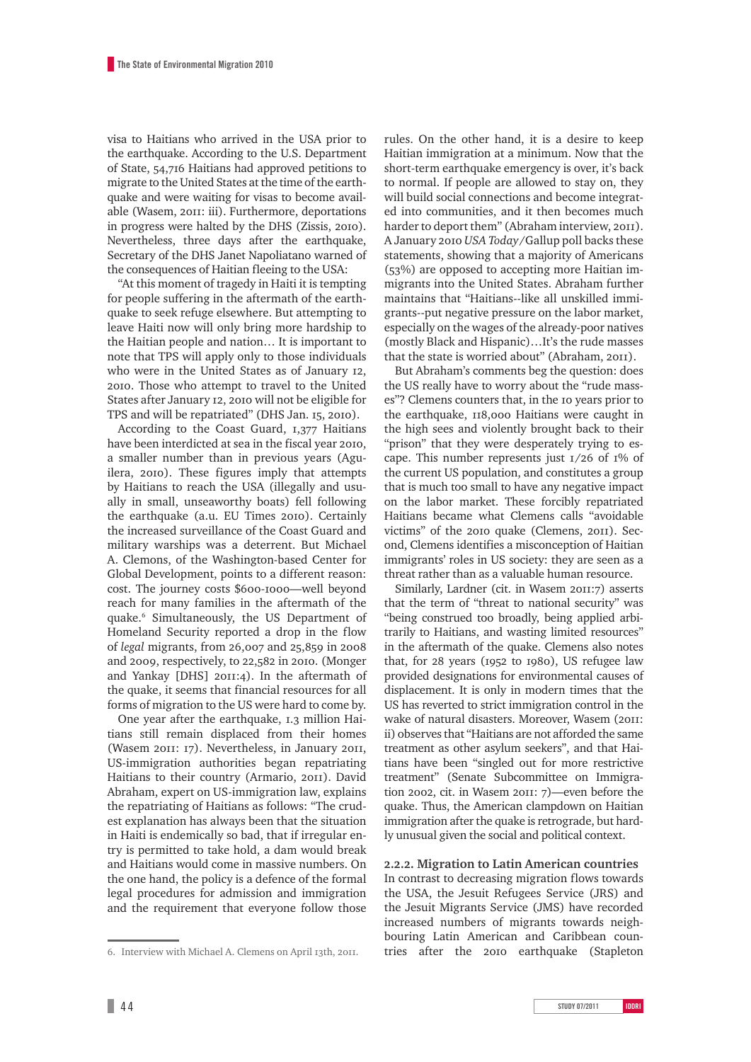visa to Haitians who arrived in the USA prior to the earthquake. According to the U.S. Department of State, 54,716 Haitians had approved petitions to migrate to the United States at the time of the earthquake and were waiting for visas to become available (Wasem, 2011: iii). Furthermore, deportations in progress were halted by the DHS (Zissis, 2010). Nevertheless, three days after the earthquake, Secretary of the DHS Janet Napoliatano warned of the consequences of Haitian fleeing to the USA:

"At this moment of tragedy in Haiti it is tempting for people suffering in the aftermath of the earthquake to seek refuge elsewhere. But attempting to leave Haiti now will only bring more hardship to the Haitian people and nation… It is important to note that TPS will apply only to those individuals who were in the United States as of January 12, 2010. Those who attempt to travel to the United States after January 12, 2010 will not be eligible for TPS and will be repatriated" (DHS Jan. 15, 2010).

According to the Coast Guard, 1,377 Haitians have been interdicted at sea in the fiscal year 2010, a smaller number than in previous years (Aguilera, 2010). These figures imply that attempts by Haitians to reach the USA (illegally and usually in small, unseaworthy boats) fell following the earthquake (a.u. EU Times 2010). Certainly the increased surveillance of the Coast Guard and military warships was a deterrent. But Michael A. Clemons, of the Washington-based Center for Global Development, points to a different reason: cost. The journey costs $600-1000—well beyond reach for many families in the aftermath of the quake.[6] Simultaneously, the US Department of Homeland Security reported a drop in the flow of *legal* migrants, from 26,007 and 25,859 in 2008 and 2009, respectively, to 22,582 in 2010. (Monger and Yankay [DHS] 2011:4). In the aftermath of the quake, it seems that financial resources for all forms of migration to the US were hard to come by.

One year after the earthquake, 1.3 million Haitians still remain displaced from their homes (Wasem 2011: 17). Nevertheless, in January 2011, US-immigration authorities began repatriating Haitians to their country (Armario, 2011). David Abraham, expert on US-immigration law, explains the repatriating of Haitians as follows: "The crudest explanation has always been that the situation in Haiti is endemically so bad, that if irregular entry is permitted to take hold, a dam would break and Haitians would come in massive numbers. On the one hand, the policy is a defence of the formal legal procedures for admission and immigration and the requirement that everyone follow those rules. On the other hand, it is a desire to keep Haitian immigration at a minimum. Now that the short-term earthquake emergency is over, it's back to normal. If people are allowed to stay on, they will build social connections and become integrated into communities, and it then becomes much harder to deport them" (Abraham interview, 2011). A January 2010 *USA Today*/Gallup poll backs these statements, showing that a majority of Americans (53%) are opposed to accepting more Haitian immigrants into the United States. Abraham further maintains that "Haitians--like all unskilled immigrants--put negative pressure on the labor market, especially on the wages of the already-poor natives (mostly Black and Hispanic)…It's the rude masses that the state is worried about" (Abraham, 2011).

But Abraham's comments beg the question: does the US really have to worry about the "rude masses"? Clemens counters that, in the 10 years prior to the earthquake, 118,000 Haitians were caught in the high sees and violently brought back to their "prison" that they were desperately trying to escape. This number represents just 1/26 of 1% of the current US population, and constitutes a group that is much too small to have any negative impact on the labor market. These forcibly repatriated Haitians became what Clemens calls "avoidable victims" of the 2010 quake (Clemens, 2011). Second, Clemens identifies a misconception of Haitian immigrants' roles in US society: they are seen as a threat rather than as a valuable human resource.

Similarly, Lardner (cit. in Wasem 2011:7) asserts that the term of "threat to national security" was "being construed too broadly, being applied arbitrarily to Haitians, and wasting limited resources" in the aftermath of the quake. Clemens also notes that, for 28 years (1952 to 1980), US refugee law provided designations for environmental causes of displacement. It is only in modern times that the US has reverted to strict immigration control in the wake of natural disasters. Moreover, Wasem (2011: ii) observes that "Haitians are not afforded the same treatment as other asylum seekers", and that Haitians have been "singled out for more restrictive treatment" (Senate Subcommittee on Immigration 2002, cit. in Wasem 2011: 7)—even before the quake. Thus, the American clampdown on Haitian immigration after the quake is retrograde, but hardly unusual given the social and political context.

### 2.2.2. Migration to Latin American countries

In contrast to decreasing migration flows towards the USA, the Jesuit Refugees Service (JRS) and the Jesuit Migrants Service (JMS) have recorded increased numbers of migrants towards neighbouring Latin American and Caribbean countries after the 2010 earthquake (Stapleton

---

6. Interview with Michael A. Clemens on April 13th, 2011.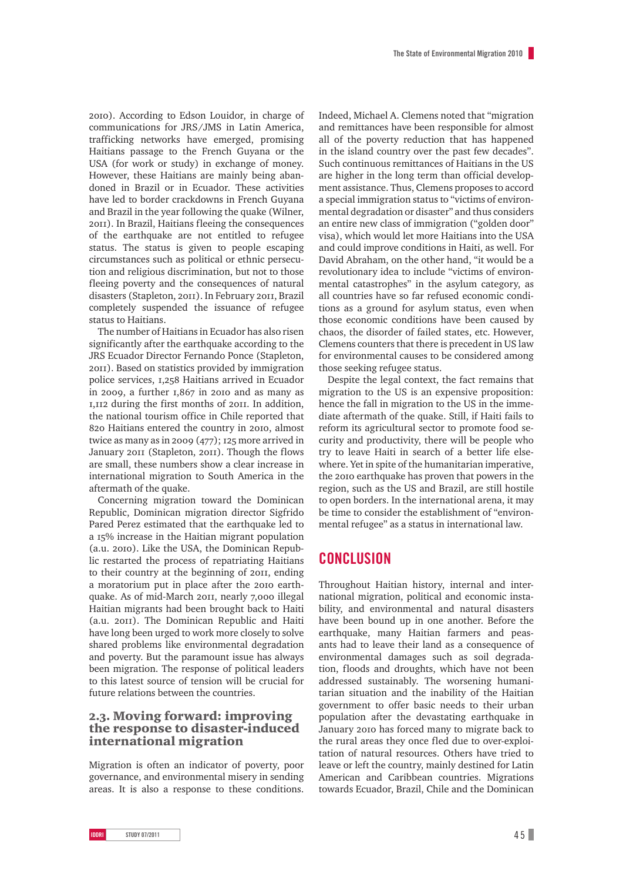2010). According to Edson Louidor, in charge of communications for JRS/JMS in Latin America, trafficking networks have emerged, promising Haitians passage to the French Guyana or the USA (for work or study) in exchange of money. However, these Haitians are mainly being abandoned in Brazil or in Ecuador. These activities have led to border crackdowns in French Guyana and Brazil in the year following the quake (Wilner, 2011). In Brazil, Haitians fleeing the consequences of the earthquake are not entitled to refugee status. The status is given to people escaping circumstances such as political or ethnic persecution and religious discrimination, but not to those fleeing poverty and the consequences of natural disasters (Stapleton, 2011). In February 2011, Brazil completely suspended the issuance of refugee status to Haitians.

The number of Haitians in Ecuador has also risen significantly after the earthquake according to the JRS Ecuador Director Fernando Ponce (Stapleton, 2011). Based on statistics provided by immigration police services, 1,258 Haitians arrived in Ecuador in 2009, a further 1,867 in 2010 and as many as 1,112 during the first months of 2011. In addition, the national tourism office in Chile reported that 820 Haitians entered the country in 2010, almost twice as many as in 2009 (477); 125 more arrived in January 2011 (Stapleton, 2011). Though the flows are small, these numbers show a clear increase in international migration to South America in the aftermath of the quake.

Concerning migration toward the Dominican Republic, Dominican migration director Sigfrido Pared Perez estimated that the earthquake led to a 15% increase in the Haitian migrant population (a.u. 2010). Like the USA, the Dominican Republic restarted the process of repatriating Haitians to their country at the beginning of 2011, ending a moratorium put in place after the 2010 earthquake. As of mid-March 2011, nearly 7,000 illegal Haitian migrants had been brought back to Haiti (a.u. 2011). The Dominican Republic and Haiti have long been urged to work more closely to solve shared problems like environmental degradation and poverty. But the paramount issue has always been migration. The response of political leaders to this latest source of tension will be crucial for future relations between the countries.

### 2.3. Moving forward: improving the response to disaster-induced international migration

Migration is often an indicator of poverty, poor governance, and environmental misery in sending areas. It is also a response to these conditions. Indeed, Michael A. Clemens noted that "migration and remittances have been responsible for almost all of the poverty reduction that has happened in the island country over the past few decades". Such continuous remittances of Haitians in the US are higher in the long term than official development assistance. Thus, Clemens proposes to accord a special immigration status to "victims of environmental degradation or disaster" and thus considers an entire new class of immigration ("golden door" visa), which would let more Haitians into the USA and could improve conditions in Haiti, as well. For David Abraham, on the other hand, "it would be a revolutionary idea to include "victims of environmental catastrophes" in the asylum category, as all countries have so far refused economic conditions as a ground for asylum status, even when those economic conditions have been caused by chaos, the disorder of failed states, etc. However, Clemens counters that there is precedent in US law for environmental causes to be considered among those seeking refugee status.

Despite the legal context, the fact remains that migration to the US is an expensive proposition: hence the fall in migration to the US in the immediate aftermath of the quake. Still, if Haiti fails to reform its agricultural sector to promote food security and productivity, there will be people who try to leave Haiti in search of a better life elsewhere. Yet in spite of the humanitarian imperative, the 2010 earthquake has proven that powers in the region, such as the US and Brazil, are still hostile to open borders. In the international arena, it may be time to consider the establishment of "environmental refugee" as a status in international law.

## CONCLUSION

Throughout Haitian history, internal and international migration, political and economic instability, and environmental and natural disasters have been bound up in one another. Before the earthquake, many Haitian farmers and peasants had to leave their land as a consequence of environmental damages such as soil degradation, floods and droughts, which have not been addressed sustainably. The worsening humanitarian situation and the inability of the Haitian government to offer basic needs to their urban population after the devastating earthquake in January 2010 has forced many to migrate back to the rural areas they once fled due to over-exploitation of natural resources. Others have tried to leave or left the country, mainly destined for Latin American and Caribbean countries. Migrations towards Ecuador, Brazil, Chile and the Dominican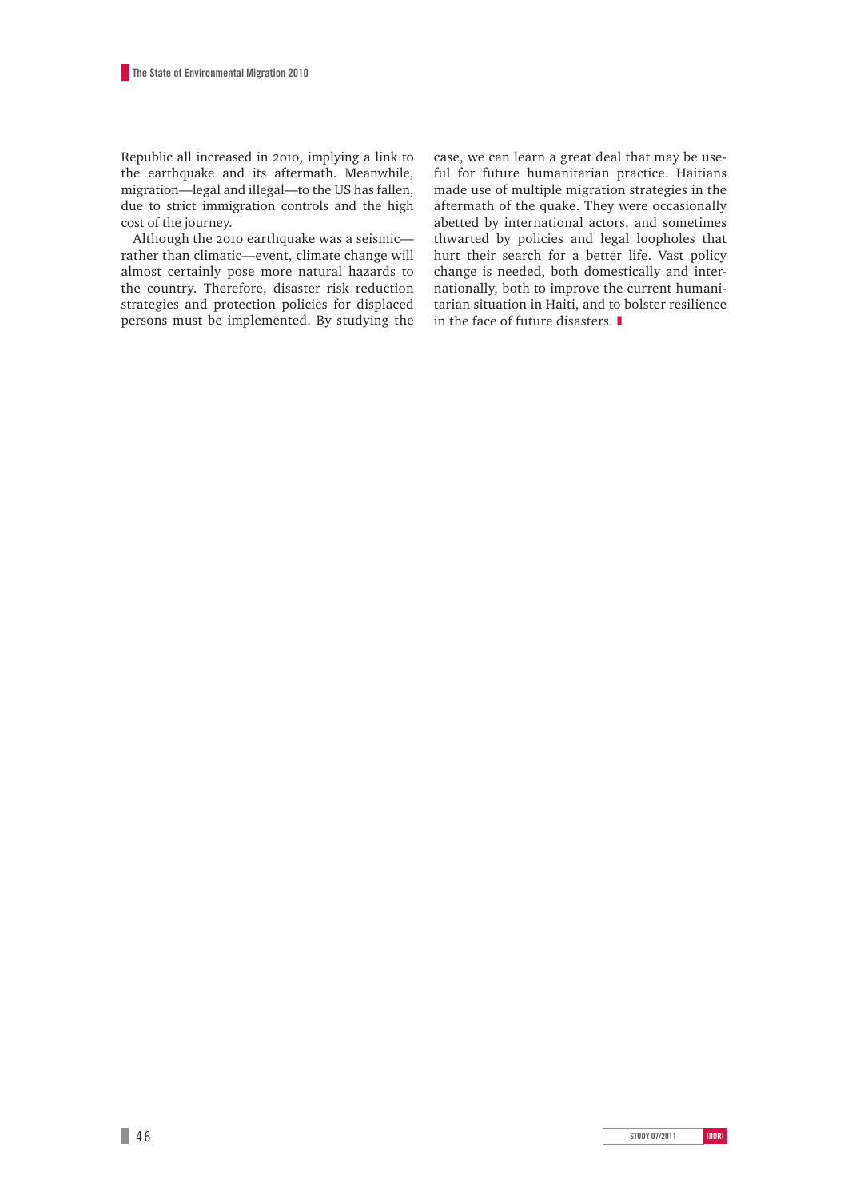Republic all increased in 2010, implying a link to the earthquake and its aftermath. Meanwhile, migration—legal and illegal—to the US has fallen, due to strict immigration controls and the high cost of the journey.

Although the 2010 earthquake was a seismic—rather than climatic—event, climate change will almost certainly pose more natural hazards to the country. Therefore, disaster risk reduction strategies and protection policies for displaced persons must be implemented. By studying the case, we can learn a great deal that may be useful for future humanitarian practice. Haitians made use of multiple migration strategies in the aftermath of the quake. They were occasionally abetted by international actors, and sometimes thwarted by policies and legal loopholes that hurt their search for a better life. Vast policy change is needed, both domestically and internationally, both to improve the current humanitarian situation in Haiti, and to bolster resilience in the face of future disasters.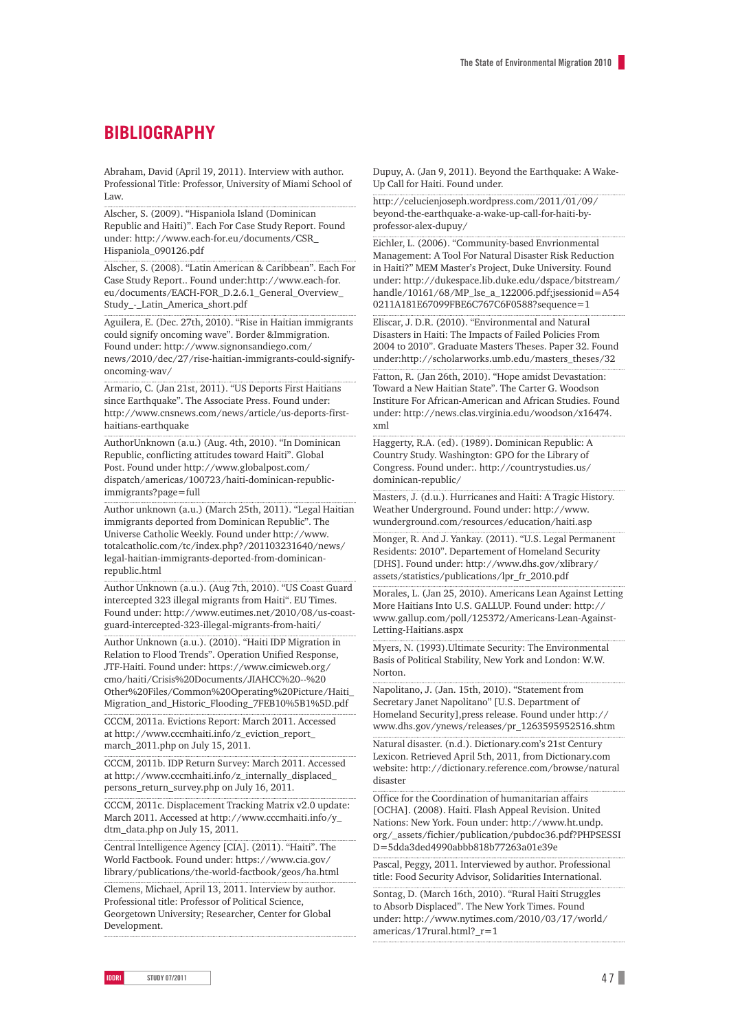# BIBLIOGRAPHY

Abraham, David (April 19, 2011). Interview with author. Professional Title: Professor, University of Miami School of Law.

Alscher, S. (2009). "Hispaniola Island (Dominican Republic and Haiti)". Each For Case Study Report. Found under: http://www.each-for.eu/documents/CSR_Hispaniola_090126.pdf

Alscher, S. (2008). "Latin American & Caribbean". Each For Case Study Report.. Found under:http://www.each-for.eu/documents/EACH-FOR_D.2.6.1_General_Overview_Study_-_Latin_America_short.pdf

Aguilera, E. (Dec. 27th, 2010). "Rise in Haitian immigrants could signify oncoming wave". Border &Immigration. Found under: http://www.signonsandiego.com/news/2010/dec/27/rise-haitian-immigrants-could-signify-oncoming-wav/

Armario, C. (Jan 21st, 2011). "US Deports First Haitians since Earthquake". The Associate Press. Found under: http://www.cnsnews.com/news/article/us-deports-first-haitians-earthquake

AuthorUnknown (a.u.) (Aug. 4th, 2010). "In Dominican Republic, conflicting attitudes toward Haiti". Global Post. Found under http://www.globalpost.com/dispatch/americas/100723/haiti-dominican-republic-immigrants?page=full

Author unknown (a.u.) (March 25th, 2011). "Legal Haitian immigrants deported from Dominican Republic". The Universe Catholic Weekly. Found under http://www.totalcatholic.com/tc/index.php?/201103231640/news/legal-haitian-immigrants-deported-from-dominican-republic.html

Author Unknown (a.u.). (Aug 7th, 2010). "US Coast Guard intercepted 323 illegal migrants from Haiti". EU Times. Found under: http://www.eutimes.net/2010/08/us-coast-guard-intercepted-323-illegal-migrants-from-haiti/

Author Unknown (a.u.). (2010). "Haiti IDP Migration in Relation to Flood Trends". Operation Unified Response, JTF-Haiti. Found under: https://www.cimicweb.org/cmo/haiti/Crisis%20Documents/JIAHCC%20--%20Other%20Files/Common%20Operating%20Picture/Haiti_Migration_and_Historic_Flooding_7FEB10%5B1%5D.pdf

CCCM, 2011a. Evictions Report: March 2011. Accessed at http://www.cccmhaiti.info/z_eviction_report_march_2011.php on July 15, 2011.

CCCM, 2011b. IDP Return Survey: March 2011. Accessed at http://www.cccmhaiti.info/z_internally_displaced_persons_return_survey.php on July 16, 2011.

CCCM, 2011c. Displacement Tracking Matrix v2.0 update: March 2011. Accessed at http://www.cccmhaiti.info/y_dtm_data.php on July 15, 2011.

Central Intelligence Agency [CIA]. (2011). "Haiti". The World Factbook. Found under: https://www.cia.gov/library/publications/the-world-factbook/geos/ha.html

Clemens, Michael, April 13, 2011. Interview by author. Professional title: Professor of Political Science, Georgetown University; Researcher, Center for Global Development.

Dupuy, A. (Jan 9, 2011). Beyond the Earthquake: A Wake-Up Call for Haiti. Found under.

http://celucienjoseph.wordpress.com/2011/01/09/beyond-the-earthquake-a-wake-up-call-for-haiti-by-professor-alex-dupuy/

Eichler, L. (2006). "Community-based Envrionmental Management: A Tool For Natural Disaster Risk Reduction in Haiti?" MEM Master's Project, Duke University. Found under: http://dukespace.lib.duke.edu/dspace/bitstream/handle/10161/68/MP_lse_a_122006.pdf;jsessionid=A540211A181E67099FBE6C767C6F0588?sequence=1

Eliscar, J. D.R. (2010). "Environmental and Natural Disasters in Haiti: The Impacts of Failed Policies From 2004 to 2010". Graduate Masters Theses. Paper 32. Found under:http://scholarworks.umb.edu/masters_theses/32

Fatton, R. (Jan 26th, 2010). "Hope amidst Devastation: Toward a New Haitian State". The Carter G. Woodson Institute For African-American and African Studies. Found under: http://news.clas.virginia.edu/woodson/x16474.xml

Haggerty, R.A. (ed). (1989). Dominican Republic: A Country Study. Washington: GPO for the Library of Congress. Found under:. http://countrystudies.us/dominican-republic/

Masters, J. (d.u.). Hurricanes and Haiti: A Tragic History. Weather Underground. Found under: http://www.wunderground.com/resources/education/haiti.asp

Monger, R. And J. Yankay. (2011). "U.S. Legal Permanent Residents: 2010". Departement of Homeland Security [DHS]. Found under: http://www.dhs.gov/xlibrary/assets/statistics/publications/lpr_fr_2010.pdf

Morales, L. (Jan 25, 2010). Americans Lean Against Letting More Haitians Into U.S. GALLUP. Found under: http://www.gallup.com/poll/125372/Americans-Lean-Against-Letting-Haitians.aspx

Myers, N. (1993).Ultimate Security: The Environmental Basis of Political Stability, New York and London: W.W. Norton.

Napolitano, J. (Jan. 15th, 2010). "Statement from Secretary Janet Napolitano" [U.S. Department of Homeland Security],press release. Found under http://www.dhs.gov/ynews/releases/pr_1263595952516.shtm

Natural disaster. (n.d.). Dictionary.com's 21st Century Lexicon. Retrieved April 5th, 2011, from Dictionary.com website: http://dictionary.reference.com/browse/natural disaster

Office for the Coordination of humanitarian affairs [OCHA]. (2008). Haiti. Flash Appeal Revision. United Nations: New York. Foun under: http://www.ht.undp.org/_assets/fichier/publication/pubdoc36.pdf?PHPSESSID=5dda3ded4990abbb818b77263a01e39e

Pascal, Peggy, 2011. Interviewed by author. Professional title: Food Security Advisor, Solidarities International.

Sontag, D. (March 16th, 2010). "Rural Haiti Struggles to Absorb Displaced". The New York Times. Found under: http://www.nytimes.com/2010/03/17/world/americas/17rural.html?_r=1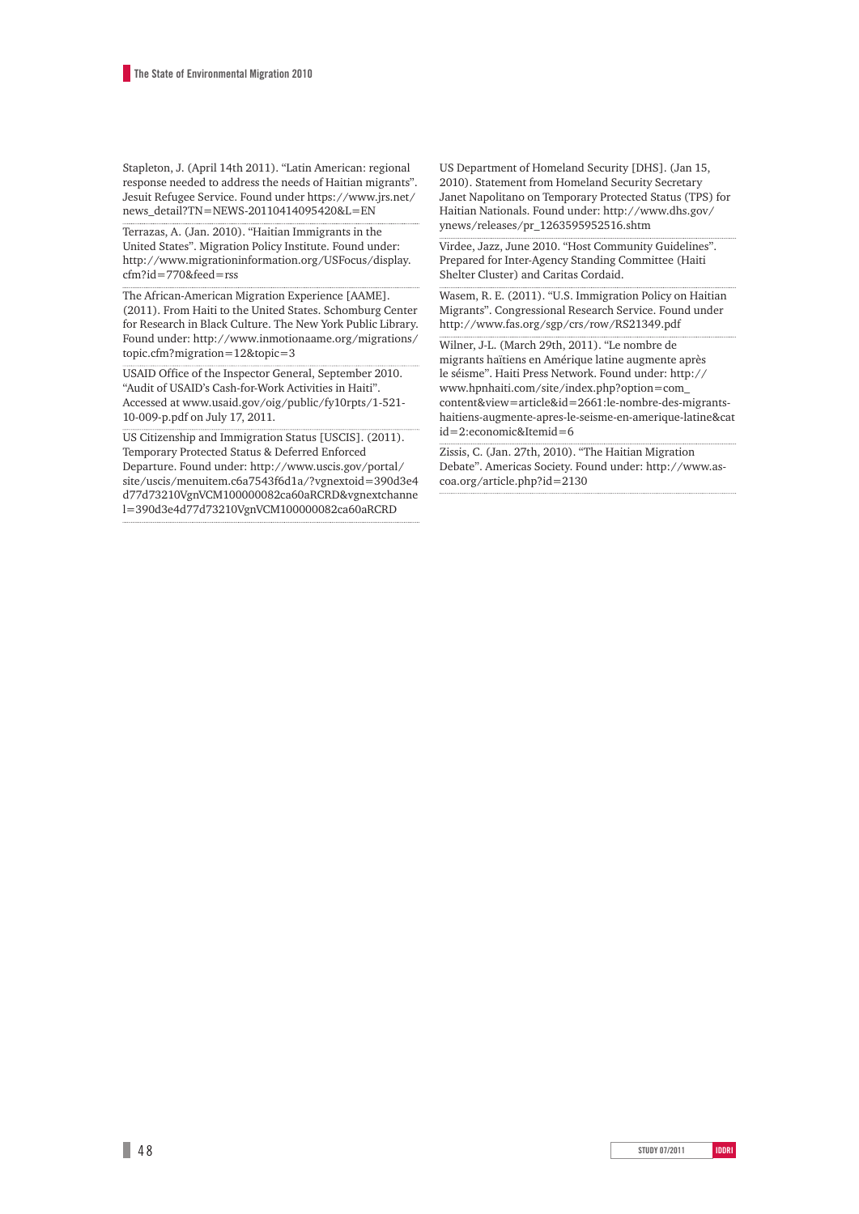Stapleton, J. (April 14th 2011). "Latin American: regional response needed to address the needs of Haitian migrants". Jesuit Refugee Service. Found under https://www.jrs.net/news_detail?TN=NEWS-20110414095420&L=EN

Terrazas, A. (Jan. 2010). "Haitian Immigrants in the United States". Migration Policy Institute. Found under: http://www.migrationinformation.org/USFocus/display.cfm?id=770&feed=rss

The African-American Migration Experience [AAME]. (2011). From Haiti to the United States. Schomburg Center for Research in Black Culture. The New York Public Library. Found under: http://www.inmotionaame.org/migrations/topic.cfm?migration=12&topic=3

USAID Office of the Inspector General, September 2010. "Audit of USAID's Cash-for-Work Activities in Haiti". Accessed at www.usaid.gov/oig/public/fy10rpts/1-521-10-009-p.pdf on July 17, 2011.

US Citizenship and Immigration Status [USCIS]. (2011). Temporary Protected Status & Deferred Enforced Departure. Found under: http://www.uscis.gov/portal/site/uscis/menuitem.c6a7543f6d1a/?vgnextoid=390d3e4d77d73210VgnVCM100000082ca60aRCRD&vgnextchannel=390d3e4d77d73210VgnVCM100000082ca60aRCRD

US Department of Homeland Security [DHS]. (Jan 15, 2010). Statement from Homeland Security Secretary Janet Napolitano on Temporary Protected Status (TPS) for Haitian Nationals. Found under: http://www.dhs.gov/ynews/releases/pr_1263595952516.shtm

Virdee, Jazz, June 2010. "Host Community Guidelines". Prepared for Inter-Agency Standing Committee (Haiti Shelter Cluster) and Caritas Cordaid.

Wasem, R. E. (2011). "U.S. Immigration Policy on Haitian Migrants". Congressional Research Service. Found under http://www.fas.org/sgp/crs/row/RS21349.pdf

Wilner, J-L. (March 29th, 2011). "Le nombre de migrants haïtiens en Amérique latine augmente après le séisme". Haiti Press Network. Found under: http://www.hpnhaiti.com/site/index.php?option=com_content&view=article&id=2661:le-nombre-des-migrants-haitiens-augmente-apres-le-seisme-en-amerique-latine&catid=2:economic&Itemid=6

Zissis, C. (Jan. 27th, 2010). "The Haitian Migration Debate". Americas Society. Found under: http://www.as-coa.org/article.php?id=2130